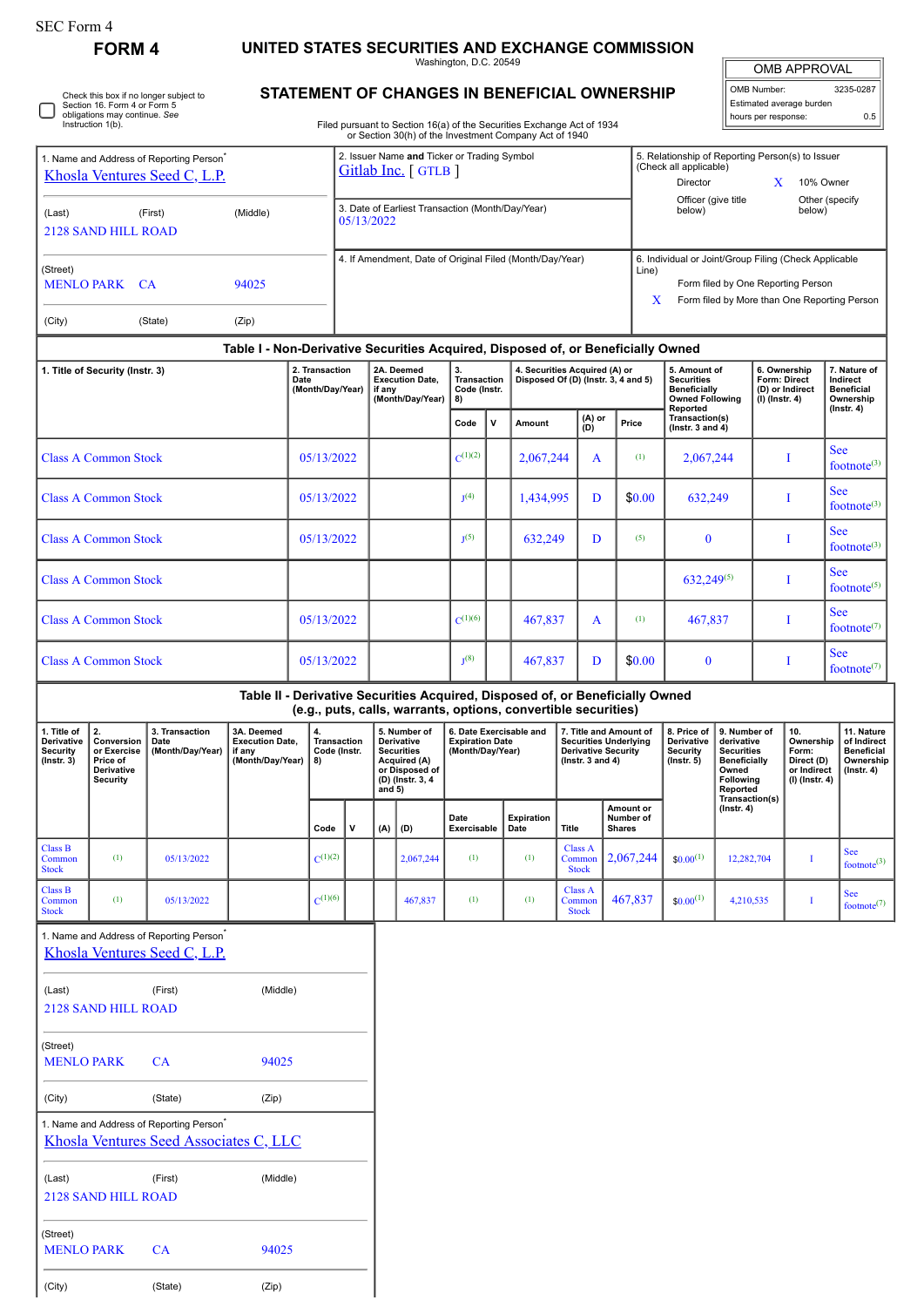SEC Form 4

# FORM 4

## UNITED STATES SECURITIES AND EXCHANGE COMMISSION

Washington, D.C. 20549

## STATEMENT OF CHANGES IN BENEFICIAL OWNERSHIP

Filed pursuant to Section 16(a) of the Securities Exchange Act of 1934 or Section 30(h) of the Investment Company Act of 1940

| OMB APPROVAL | |
|---|---|
| OMB Number: | 3235-0287 |
| Estimated average burden | |
| hours per response: | 0.5 |

☐ Check this box if no longer subject to Section 16. Form 4 or Form 5 obligations may continue. *See* Instruction 1(b).

1. Name and Address of Reporting Person*
Khosla Ventures Seed C, L.P.

(Last) (First) (Middle)
2128 SAND HILL ROAD

(Street)
MENLO PARK CA 94025

(City) (State) (Zip)

2. Issuer Name and Ticker or Trading Symbol
Gitlab Inc. [ GTLB ]

3. Date of Earliest Transaction (Month/Day/Year)
05/13/2022

4. If Amendment, Date of Original Filed (Month/Day/Year)

5. Relationship of Reporting Person(s) to Issuer (Check all applicable)
Director
X 10% Owner
Officer (give title below)
Other (specify below)

6. Individual or Joint/Group Filing (Check Applicable Line)
Form filed by One Reporting Person
X Form filed by More than One Reporting Person

### Table I - Non-Derivative Securities Acquired, Disposed of, or Beneficially Owned

| 1. Title of Security (Instr. 3) | 2. Transaction Date (Month/Day/Year) | 2A. Deemed Execution Date, if any (Month/Day/Year) | 3. Transaction Code (Instr. 8) | | 4. Securities Acquired (A) or Disposed Of (D) (Instr. 3, 4 and 5) | | | 5. Amount of Securities Beneficially Owned Following Reported Transaction(s) (Instr. 3 and 4) | 6. Ownership Form: Direct (D) or Indirect (I) (Instr. 4) | 7. Nature of Indirect Beneficial Ownership (Instr. 4) |
|---|---|---|---|---|---|---|---|---|---|---|
| | | | Code | V | Amount | (A) or (D) | Price | | | |
| Class A Common Stock | 05/13/2022 | | C[(1)(2)] | | 2,067,244 | A | [(1)] | 2,067,244 | I | See footnote[(3)] |
| Class A Common Stock | 05/13/2022 | | J[(4)] | | 1,434,995 | D | $0.00 | 632,249 | I | See footnote[(3)] |
| Class A Common Stock | 05/13/2022 | | J[(5)] | | 632,249 | D | [(5)] | 0 | I | See footnote[(3)] |
| Class A Common Stock | | | | | | | | 632,249[(5)] | I | See footnote[(5)] |
| Class A Common Stock | 05/13/2022 | | C[(1)(6)] | | 467,837 | A | [(1)] | 467,837 | I | See footnote[(7)] |
| Class A Common Stock | 05/13/2022 | | J[(8)] | | 467,837 | D | $0.00 | 0 | I | See footnote[(7)] |

### Table II - Derivative Securities Acquired, Disposed of, or Beneficially Owned (e.g., puts, calls, warrants, options, convertible securities)

| 1. Title of Derivative Security (Instr. 3) | 2. Conversion or Exercise Price of Derivative Security | 3. Transaction Date (Month/Day/Year) | 3A. Deemed Execution Date, if any (Month/Day/Year) | 4. Transaction Code (Instr. 8) | | 5. Number of Derivative Securities Acquired (A) or Disposed of (D) (Instr. 3, 4 and 5) | | 6. Date Exercisable and Expiration Date (Month/Day/Year) | | 7. Title and Amount of Securities Underlying Derivative Security (Instr. 3 and 4) | | 8. Price of Derivative Security (Instr. 5) | 9. Number of derivative Securities Beneficially Owned Following Reported Transaction(s) (Instr. 4) | 10. Ownership Form: Direct (D) or Indirect (I) (Instr. 4) | 11. Nature of Indirect Beneficial Ownership (Instr. 4) |
|---|---|---|---|---|---|---|---|---|---|---|---|---|---|---|---|
| | | | | Code | V | (A) | (D) | Date Exercisable | Expiration Date | Title | Amount or Number of Shares | | | | |
| Class B Common Stock | [(1)] | 05/13/2022 | | C[(1)(2)] | | | 2,067,244 | [(1)] | [(1)] | Class A Common Stock | 2,067,244 | $0.00[(1)] | 12,282,704 | I | See footnote[(3)] |
| Class B Common Stock | [(1)] | 05/13/2022 | | C[(1)(6)] | | | 467,837 | [(1)] | [(1)] | Class A Common Stock | 467,837 | $0.00[(1)] | 4,210,535 | I | See footnote[(7)] |

1. Name and Address of Reporting Person*
Khosla Ventures Seed C, L.P.

(Last) (First) (Middle)
2128 SAND HILL ROAD

(Street)
MENLO PARK CA 94025

(City) (State) (Zip)

1. Name and Address of Reporting Person*
Khosla Ventures Seed Associates C, LLC

(Last) (First) (Middle)
2128 SAND HILL ROAD

(Street)
MENLO PARK CA 94025

(City) (State) (Zip)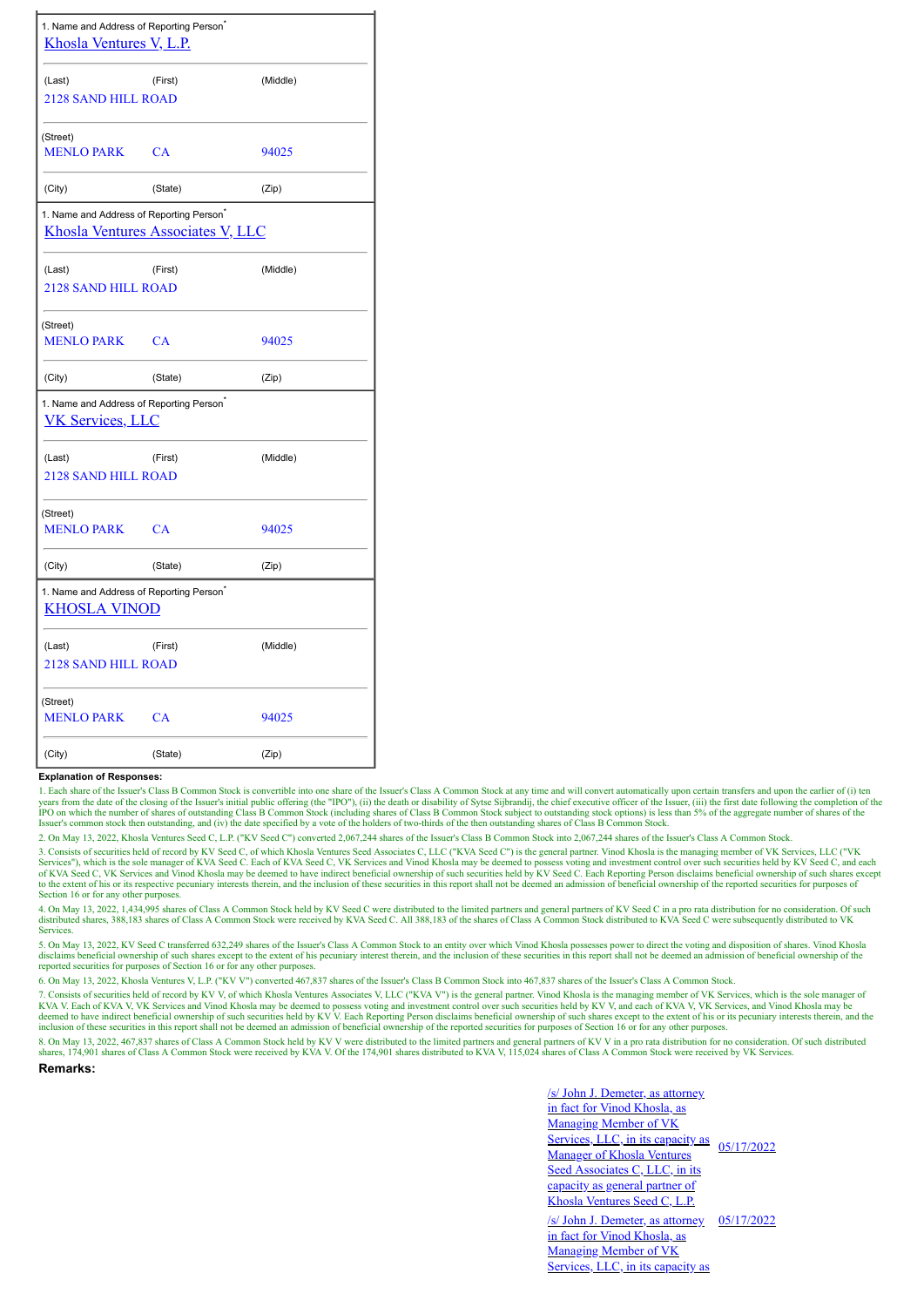| 1. Name and Address of Reporting Person* | | |
|---|---|---|
| Khosla Ventures V, L.P. | | |
| (Last) | (First) | (Middle) |
| 2128 SAND HILL ROAD | | |
| (Street) | | |
| MENLO PARK | CA | 94025 |
| (City) | (State) | (Zip) |

| 1. Name and Address of Reporting Person* | | |
|---|---|---|
| Khosla Ventures Associates V, LLC | | |
| (Last) | (First) | (Middle) |
| 2128 SAND HILL ROAD | | |
| (Street) | | |
| MENLO PARK | CA | 94025 |
| (City) | (State) | (Zip) |

| 1. Name and Address of Reporting Person* | | |
|---|---|---|
| VK Services, LLC | | |
| (Last) | (First) | (Middle) |
| 2128 SAND HILL ROAD | | |
| (Street) | | |
| MENLO PARK | CA | 94025 |
| (City) | (State) | (Zip) |

| 1. Name and Address of Reporting Person* | | |
|---|---|---|
| KHOSLA VINOD | | |
| (Last) | (First) | (Middle) |
| 2128 SAND HILL ROAD | | |
| (Street) | | |
| MENLO PARK | CA | 94025 |
| (City) | (State) | (Zip) |

**Explanation of Responses:**

1. Each share of the Issuer's Class B Common Stock is convertible into one share of the Issuer's Class A Common Stock at any time and will convert automatically upon certain transfers and upon the earlier of (i) ten years from the date of the closing of the Issuer's initial public offering (the "IPO"), (ii) the death or disability of Sytse Sijbrandij, the chief executive officer of the Issuer, (iii) the first date following the completion of the IPO on which the number of shares of outstanding Class B Common Stock (including shares of Class B Common Stock subject to outstanding stock options) is less than 5% of the aggregate number of shares of the Issuer's common stock then outstanding, and (iv) the date specified by a vote of the holders of two-thirds of the then outstanding shares of Class B Common Stock.

2. On May 13, 2022, Khosla Ventures Seed C, L.P. ("KV Seed C") converted 2,067,244 shares of the Issuer's Class B Common Stock into 2,067,244 shares of the Issuer's Class A Common Stock.

3. Consists of securities held of record by KV Seed C, of which Khosla Ventures Seed Associates C, LLC ("KVA Seed C") is the general partner. Vinod Khosla is the managing member of VK Services, LLC ("VK Services"), which is the sole manager of KVA Seed C. Each of KVA Seed C, VK Services and Vinod Khosla may be deemed to possess voting and investment control over such securities held by KV Seed C, and each of KVA Seed C, VK Services and Vinod Khosla may be deemed to have indirect beneficial ownership of such securities held by KV Seed C. Each Reporting Person disclaims beneficial ownership of such shares except to the extent of his or its respective pecuniary interests therein, and the inclusion of these securities in this report shall not be deemed an admission of beneficial ownership of the reported securities for purposes of Section 16 or for any other purposes.

4. On May 13, 2022, 1,434,995 shares of Class A Common Stock held by KV Seed C were distributed to the limited partners and general partners of KV Seed C in a pro rata distribution for no consideration. Of such distributed shares, 388,183 shares of Class A Common Stock were received by KVA Seed C. All 388,183 of the shares of Class A Common Stock distributed to KVA Seed C were subsequently distributed to VK Services.

5. On May 13, 2022, KV Seed C transferred 632,249 shares of the Issuer's Class A Common Stock to an entity over which Vinod Khosla possesses power to direct the voting and disposition of shares. Vinod Khosla disclaims beneficial ownership of such shares except to the extent of his pecuniary interest therein, and the inclusion of these securities in this report shall not be deemed an admission of beneficial ownership of the reported securities for purposes of Section 16 or for any other purposes.

6. On May 13, 2022, Khosla Ventures V, L.P. ("KV V") converted 467,837 shares of the Issuer's Class B Common Stock into 467,837 shares of the Issuer's Class A Common Stock.

7. Consists of securities held of record by KV V, of which Khosla Ventures Associates V, LLC ("KVA V") is the general partner. Vinod Khosla is the managing member of VK Services, which is the sole manager of KVA V. Each of KVA V, VK Services and Vinod Khosla may be deemed to possess voting and investment control over such securities held by KV V, and each of KVA V, VK Services, and Vinod Khosla may be deemed to have indirect beneficial ownership of such securities held by KV V. Each Reporting Person disclaims beneficial ownership of such shares except to the extent of his or its pecuniary interests therein, and the inclusion of these securities in this report shall not be deemed an admission of beneficial ownership of the reported securities for purposes of Section 16 or for any other purposes.

8. On May 13, 2022, 467,837 shares of Class A Common Stock held by KV V were distributed to the limited partners and general partners of KV V in a pro rata distribution for no consideration. Of such distributed shares, 174,901 shares of Class A Common Stock were received by KVA V. Of the 174,901 shares distributed to KVA V, 115,024 shares of Class A Common Stock were received by VK Services.

**Remarks:**

| | |
|---|---|
| /s/ John J. Demeter, as attorney in fact for Vinod Khosla, as Managing Member of VK Services, LLC, in its capacity as Manager of Khosla Ventures Seed Associates C, LLC, in its capacity as general partner of Khosla Ventures Seed C, L.P. | 05/17/2022 |
| /s/ John J. Demeter, as attorney in fact for Vinod Khosla, as Managing Member of VK Services, LLC, in its capacity as | 05/17/2022 |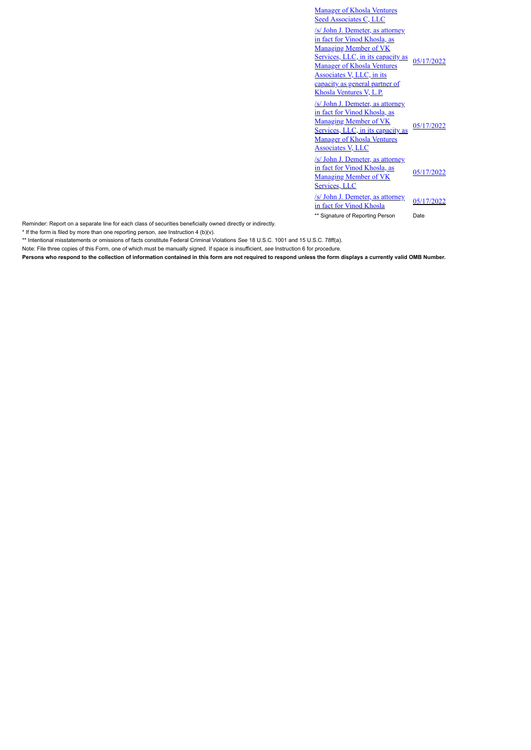| | |
|---|---|
| Manager of Khosla Ventures Seed Associates C, LLC | |
| /s/ John J. Demeter, as attorney in fact for Vinod Khosla, as Managing Member of VK Services, LLC, in its capacity as Manager of Khosla Ventures Associates V, LLC, in its capacity as general partner of Khosla Ventures V, L.P. | 05/17/2022 |
| /s/ John J. Demeter, as attorney in fact for Vinod Khosla, as Managing Member of VK Services, LLC, in its capacity as Manager of Khosla Ventures Associates V, LLC | 05/17/2022 |
| /s/ John J. Demeter, as attorney in fact for Vinod Khosla, as Managing Member of VK Services, LLC | 05/17/2022 |
| /s/ John J. Demeter, as attorney in fact for Vinod Khosla | 05/17/2022 |
| ** Signature of Reporting Person | Date |

Reminder: Report on a separate line for each class of securities beneficially owned directly or indirectly.

* If the form is filed by more than one reporting person, *see* Instruction 4 (b)(v).

** Intentional misstatements or omissions of facts constitute Federal Criminal Violations *See* 18 U.S.C. 1001 and 15 U.S.C. 78ff(a).

Note: File three copies of this Form, one of which must be manually signed. If space is insufficient, *see* Instruction 6 for procedure.

**Persons who respond to the collection of information contained in this form are not required to respond unless the form displays a currently valid OMB Number.**